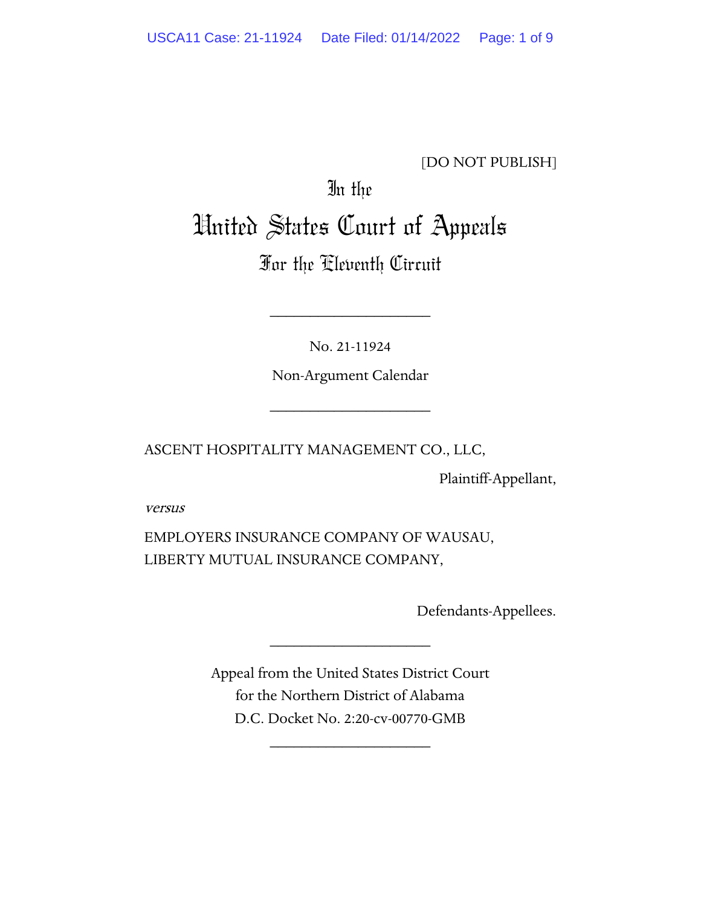[DO NOT PUBLISH]

In the

# United States Court of Appeals

## For the Eleventh Circuit

____________________

No. 21-11924

Non-Argument Calendar

____________________

ASCENT HOSPITALITY MANAGEMENT CO., LLC,

Plaintiff-Appellant,

*versus*

EMPLOYERS INSURANCE COMPANY OF WAUSAU,
LIBERTY MUTUAL INSURANCE COMPANY,

Defendants-Appellees.

____________________

Appeal from the United States District Court
for the Northern District of Alabama
D.C. Docket No. 2:20-cv-00770-GMB

____________________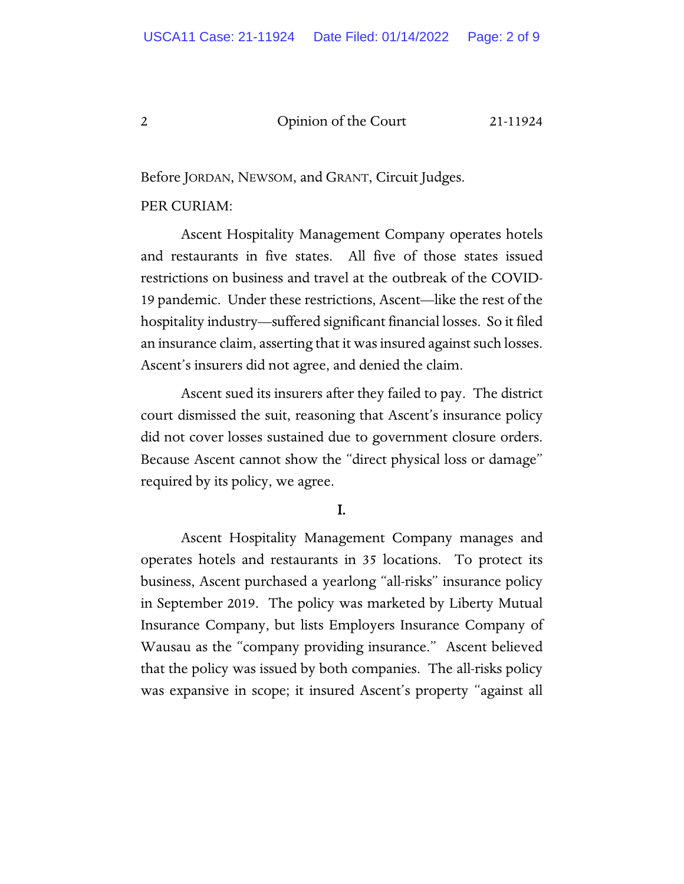Before JORDAN, NEWSOM, and GRANT, Circuit Judges.

PER CURIAM:

Ascent Hospitality Management Company operates hotels and restaurants in five states. All five of those states issued restrictions on business and travel at the outbreak of the COVID-19 pandemic. Under these restrictions, Ascent—like the rest of the hospitality industry—suffered significant financial losses. So it filed an insurance claim, asserting that it was insured against such losses. Ascent's insurers did not agree, and denied the claim.

Ascent sued its insurers after they failed to pay. The district court dismissed the suit, reasoning that Ascent's insurance policy did not cover losses sustained due to government closure orders. Because Ascent cannot show the "direct physical loss or damage" required by its policy, we agree.

## I.

Ascent Hospitality Management Company manages and operates hotels and restaurants in 35 locations. To protect its business, Ascent purchased a yearlong "all-risks" insurance policy in September 2019. The policy was marketed by Liberty Mutual Insurance Company, but lists Employers Insurance Company of Wausau as the "company providing insurance." Ascent believed that the policy was issued by both companies. The all-risks policy was expansive in scope; it insured Ascent's property "against all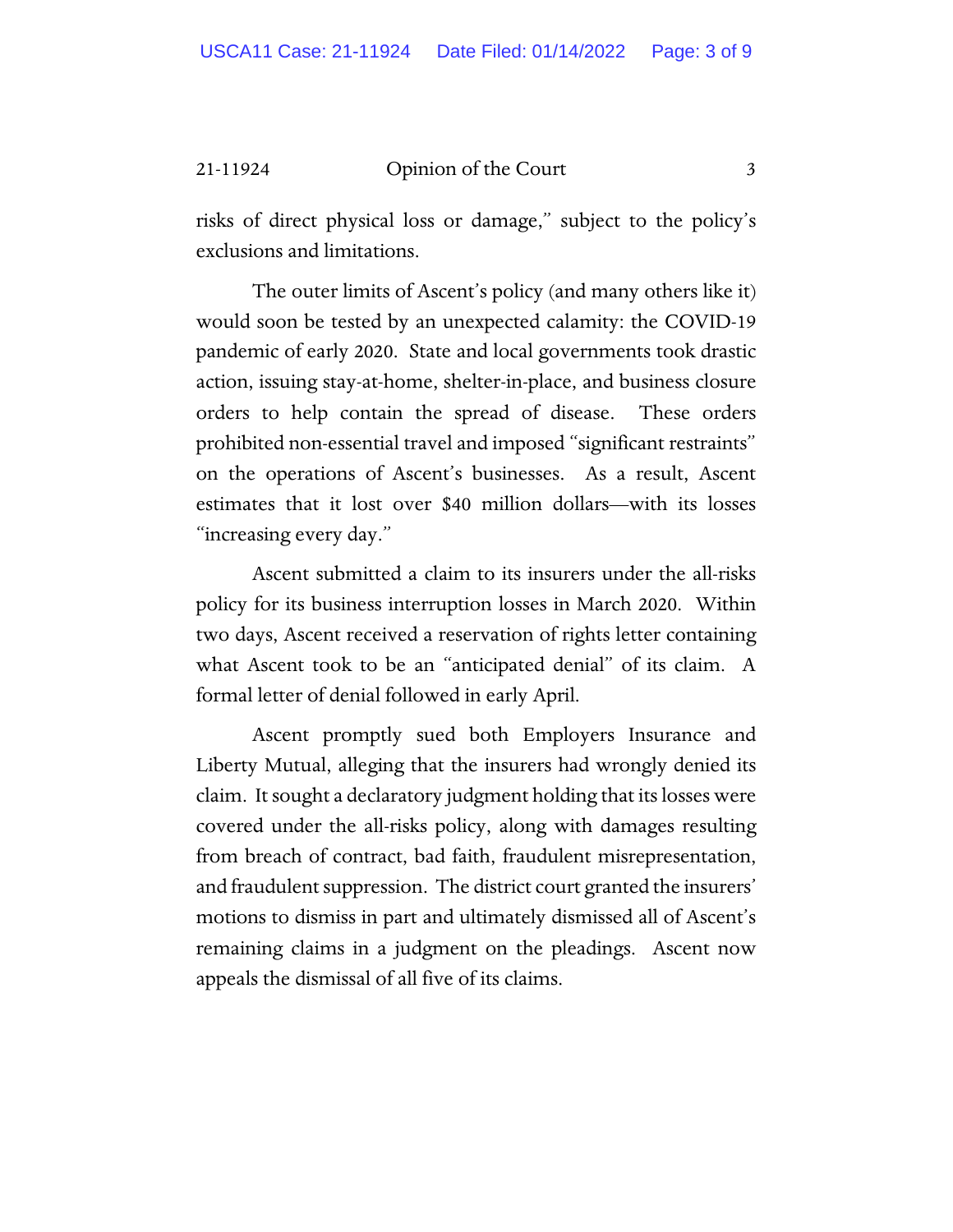risks of direct physical loss or damage," subject to the policy's exclusions and limitations.

The outer limits of Ascent's policy (and many others like it) would soon be tested by an unexpected calamity: the COVID-19 pandemic of early 2020. State and local governments took drastic action, issuing stay-at-home, shelter-in-place, and business closure orders to help contain the spread of disease. These orders prohibited non-essential travel and imposed "significant restraints" on the operations of Ascent's businesses. As a result, Ascent estimates that it lost over $40 million dollars—with its losses "increasing every day."

Ascent submitted a claim to its insurers under the all-risks policy for its business interruption losses in March 2020. Within two days, Ascent received a reservation of rights letter containing what Ascent took to be an "anticipated denial" of its claim. A formal letter of denial followed in early April.

Ascent promptly sued both Employers Insurance and Liberty Mutual, alleging that the insurers had wrongly denied its claim. It sought a declaratory judgment holding that its losses were covered under the all-risks policy, along with damages resulting from breach of contract, bad faith, fraudulent misrepresentation, and fraudulent suppression. The district court granted the insurers' motions to dismiss in part and ultimately dismissed all of Ascent's remaining claims in a judgment on the pleadings. Ascent now appeals the dismissal of all five of its claims.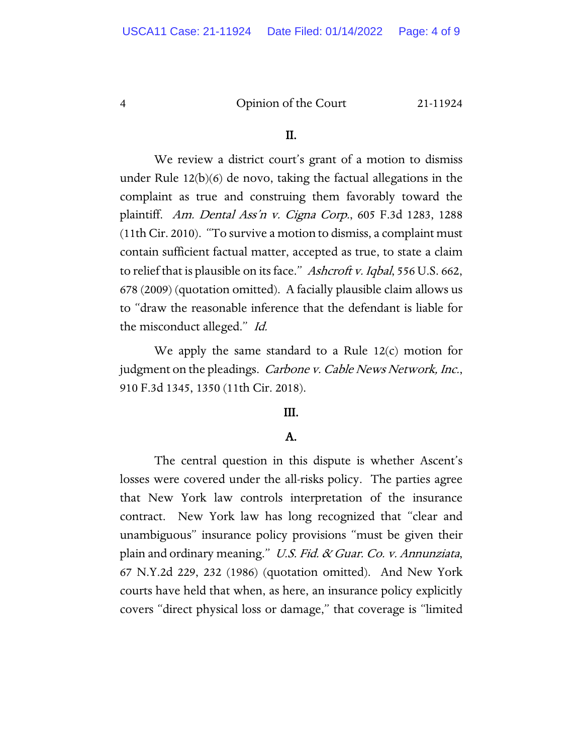## II.

We review a district court's grant of a motion to dismiss under Rule 12(b)(6) de novo, taking the factual allegations in the complaint as true and construing them favorably toward the plaintiff. *Am. Dental Ass'n v. Cigna Corp.*, 605 F.3d 1283, 1288 (11th Cir. 2010). "To survive a motion to dismiss, a complaint must contain sufficient factual matter, accepted as true, to state a claim to relief that is plausible on its face." *Ashcroft v. Iqbal*, 556 U.S. 662, 678 (2009) (quotation omitted). A facially plausible claim allows us to "draw the reasonable inference that the defendant is liable for the misconduct alleged." *Id.*

We apply the same standard to a Rule 12(c) motion for judgment on the pleadings. *Carbone v. Cable News Network, Inc.*, 910 F.3d 1345, 1350 (11th Cir. 2018).

## III.

### A.

The central question in this dispute is whether Ascent's losses were covered under the all-risks policy. The parties agree that New York law controls interpretation of the insurance contract. New York law has long recognized that "clear and unambiguous" insurance policy provisions "must be given their plain and ordinary meaning." *U.S. Fid. & Guar. Co. v. Annunziata*, 67 N.Y.2d 229, 232 (1986) (quotation omitted). And New York courts have held that when, as here, an insurance policy explicitly covers "direct physical loss or damage," that coverage is "limited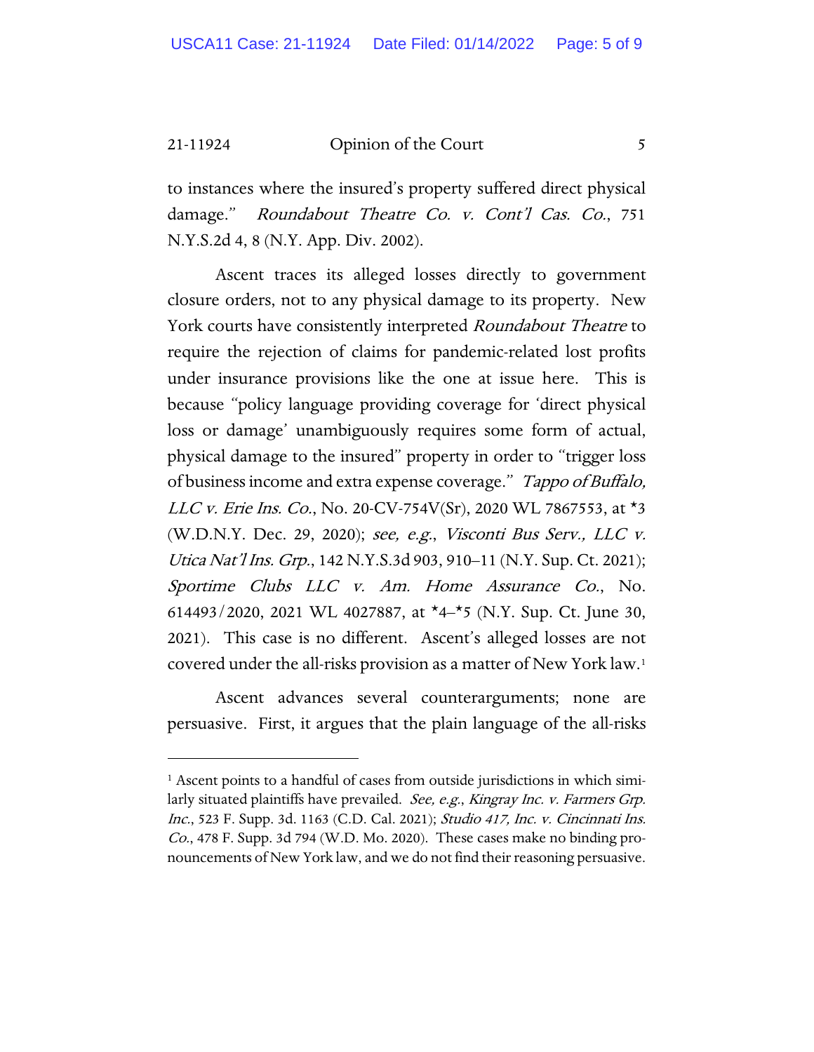to instances where the insured's property suffered direct physical damage." *Roundabout Theatre Co. v. Cont'l Cas. Co.*, 751 N.Y.S.2d 4, 8 (N.Y. App. Div. 2002).

Ascent traces its alleged losses directly to government closure orders, not to any physical damage to its property. New York courts have consistently interpreted *Roundabout Theatre* to require the rejection of claims for pandemic-related lost profits under insurance provisions like the one at issue here. This is because "policy language providing coverage for 'direct physical loss or damage' unambiguously requires some form of actual, physical damage to the insured" property in order to "trigger loss of business income and extra expense coverage." *Tappo of Buffalo, LLC v. Erie Ins. Co.*, No. 20-CV-754V(Sr), 2020 WL 7867553, at *3 (W.D.N.Y. Dec. 29, 2020); *see, e.g.*, *Visconti Bus Serv., LLC v. Utica Nat'l Ins. Grp.*, 142 N.Y.S.3d 903, 910–11 (N.Y. Sup. Ct. 2021); *Sportime Clubs LLC v. Am. Home Assurance Co.*, No. 614493/2020, 2021 WL 4027887, at *4–*5 (N.Y. Sup. Ct. June 30, 2021). This case is no different. Ascent's alleged losses are not covered under the all-risks provision as a matter of New York law.[1]

Ascent advances several counterarguments; none are persuasive. First, it argues that the plain language of the all-risks

[1] Ascent points to a handful of cases from outside jurisdictions in which similarly situated plaintiffs have prevailed. *See, e.g.*, *Kingray Inc. v. Farmers Grp. Inc.*, 523 F. Supp. 3d. 1163 (C.D. Cal. 2021); *Studio 417, Inc. v. Cincinnati Ins. Co.*, 478 F. Supp. 3d 794 (W.D. Mo. 2020). These cases make no binding pronouncements of New York law, and we do not find their reasoning persuasive.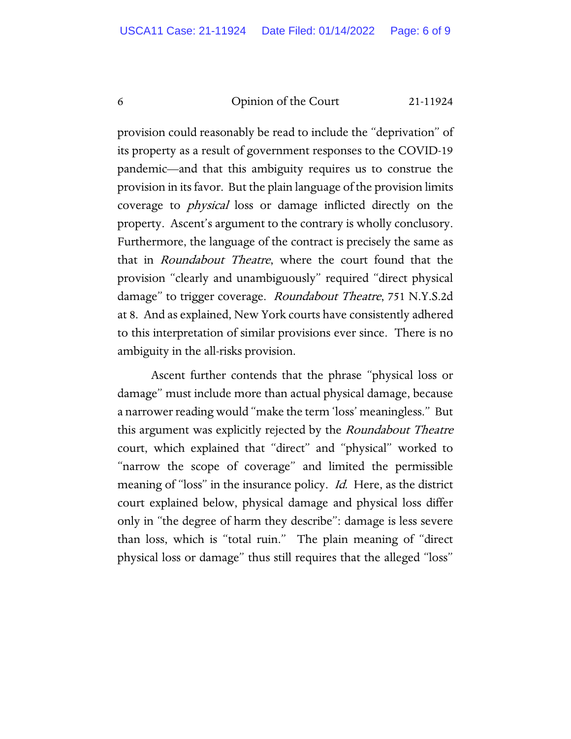provision could reasonably be read to include the "deprivation" of its property as a result of government responses to the COVID-19 pandemic—and that this ambiguity requires us to construe the provision in its favor. But the plain language of the provision limits coverage to *physical* loss or damage inflicted directly on the property. Ascent's argument to the contrary is wholly conclusory. Furthermore, the language of the contract is precisely the same as that in *Roundabout Theatre*, where the court found that the provision "clearly and unambiguously" required "direct physical damage" to trigger coverage. *Roundabout Theatre*, 751 N.Y.S.2d at 8. And as explained, New York courts have consistently adhered to this interpretation of similar provisions ever since. There is no ambiguity in the all-risks provision.

Ascent further contends that the phrase "physical loss or damage" must include more than actual physical damage, because a narrower reading would "make the term 'loss' meaningless." But this argument was explicitly rejected by the *Roundabout Theatre* court, which explained that "direct" and "physical" worked to "narrow the scope of coverage" and limited the permissible meaning of "loss" in the insurance policy. *Id.* Here, as the district court explained below, physical damage and physical loss differ only in "the degree of harm they describe": damage is less severe than loss, which is "total ruin." The plain meaning of "direct physical loss or damage" thus still requires that the alleged "loss"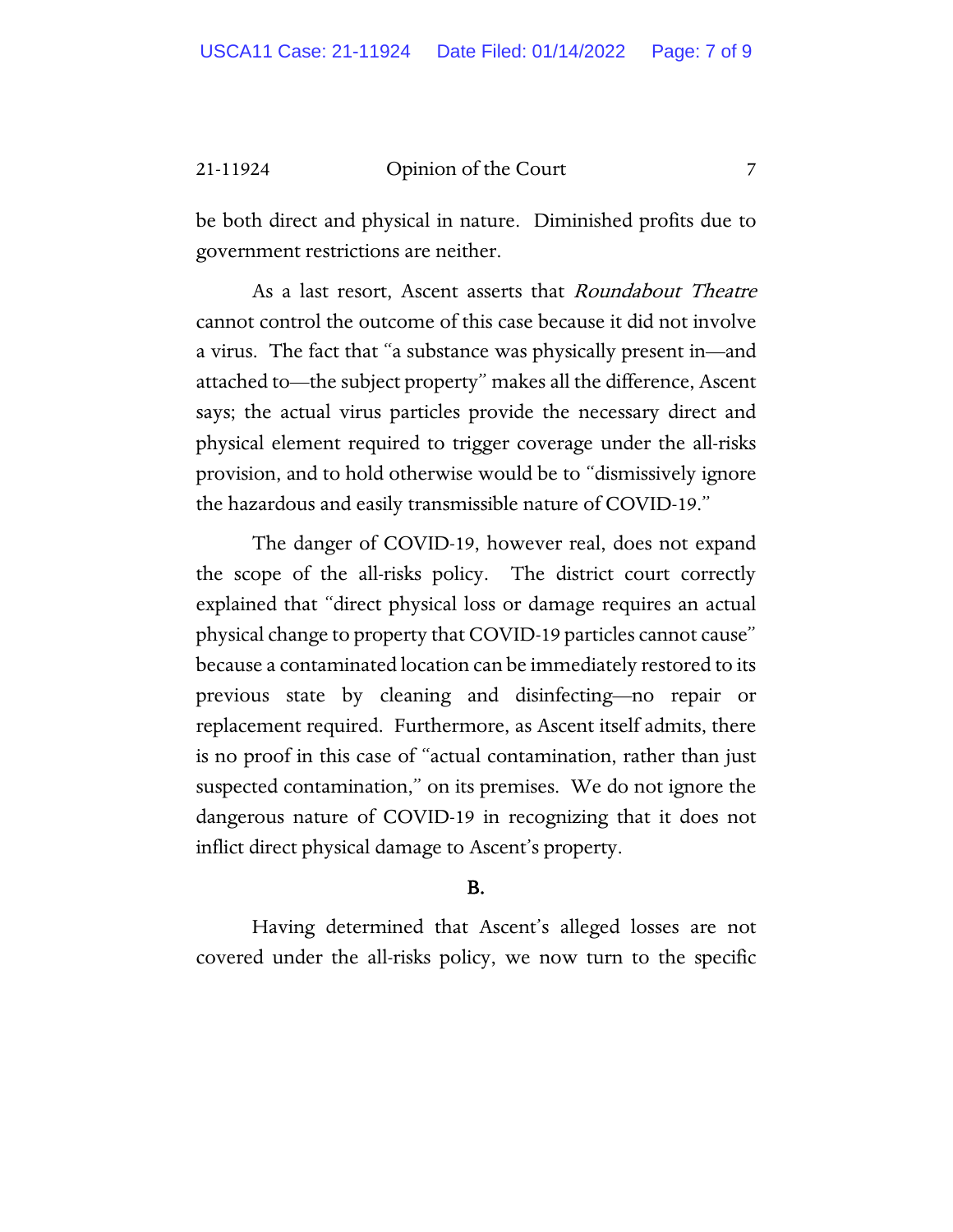be both direct and physical in nature. Diminished profits due to government restrictions are neither.

As a last resort, Ascent asserts that *Roundabout Theatre* cannot control the outcome of this case because it did not involve a virus. The fact that "a substance was physically present in—and attached to—the subject property" makes all the difference, Ascent says; the actual virus particles provide the necessary direct and physical element required to trigger coverage under the all-risks provision, and to hold otherwise would be to "dismissively ignore the hazardous and easily transmissible nature of COVID-19."

The danger of COVID-19, however real, does not expand the scope of the all-risks policy. The district court correctly explained that "direct physical loss or damage requires an actual physical change to property that COVID-19 particles cannot cause" because a contaminated location can be immediately restored to its previous state by cleaning and disinfecting—no repair or replacement required. Furthermore, as Ascent itself admits, there is no proof in this case of "actual contamination, rather than just suspected contamination," on its premises. We do not ignore the dangerous nature of COVID-19 in recognizing that it does not inflict direct physical damage to Ascent's property.

**B.**

Having determined that Ascent's alleged losses are not covered under the all-risks policy, we now turn to the specific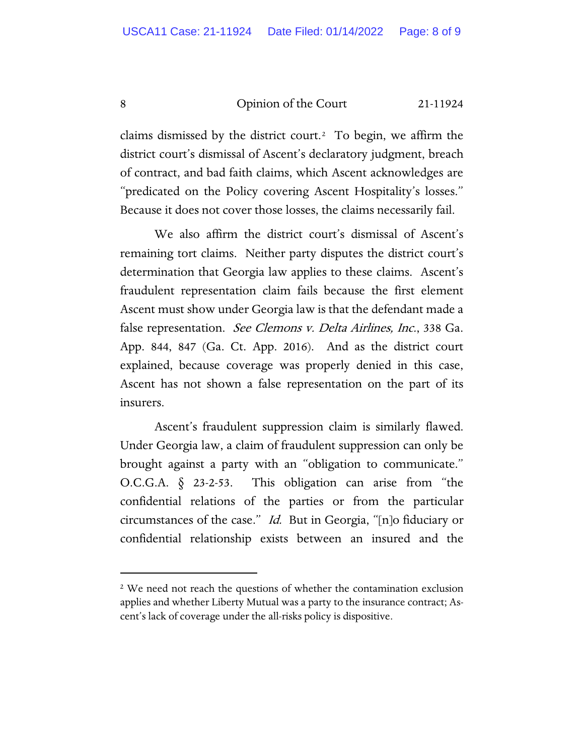claims dismissed by the district court.[2] To begin, we affirm the district court's dismissal of Ascent's declaratory judgment, breach of contract, and bad faith claims, which Ascent acknowledges are "predicated on the Policy covering Ascent Hospitality's losses." Because it does not cover those losses, the claims necessarily fail.

We also affirm the district court's dismissal of Ascent's remaining tort claims. Neither party disputes the district court's determination that Georgia law applies to these claims. Ascent's fraudulent representation claim fails because the first element Ascent must show under Georgia law is that the defendant made a false representation. *See Clemons v. Delta Airlines, Inc.*, 338 Ga. App. 844, 847 (Ga. Ct. App. 2016). And as the district court explained, because coverage was properly denied in this case, Ascent has not shown a false representation on the part of its insurers.

Ascent's fraudulent suppression claim is similarly flawed. Under Georgia law, a claim of fraudulent suppression can only be brought against a party with an "obligation to communicate." O.C.G.A. § 23-2-53. This obligation can arise from "the confidential relations of the parties or from the particular circumstances of the case." *Id.* But in Georgia, "[n]o fiduciary or confidential relationship exists between an insured and the

---

[2] We need not reach the questions of whether the contamination exclusion applies and whether Liberty Mutual was a party to the insurance contract; Ascent's lack of coverage under the all-risks policy is dispositive.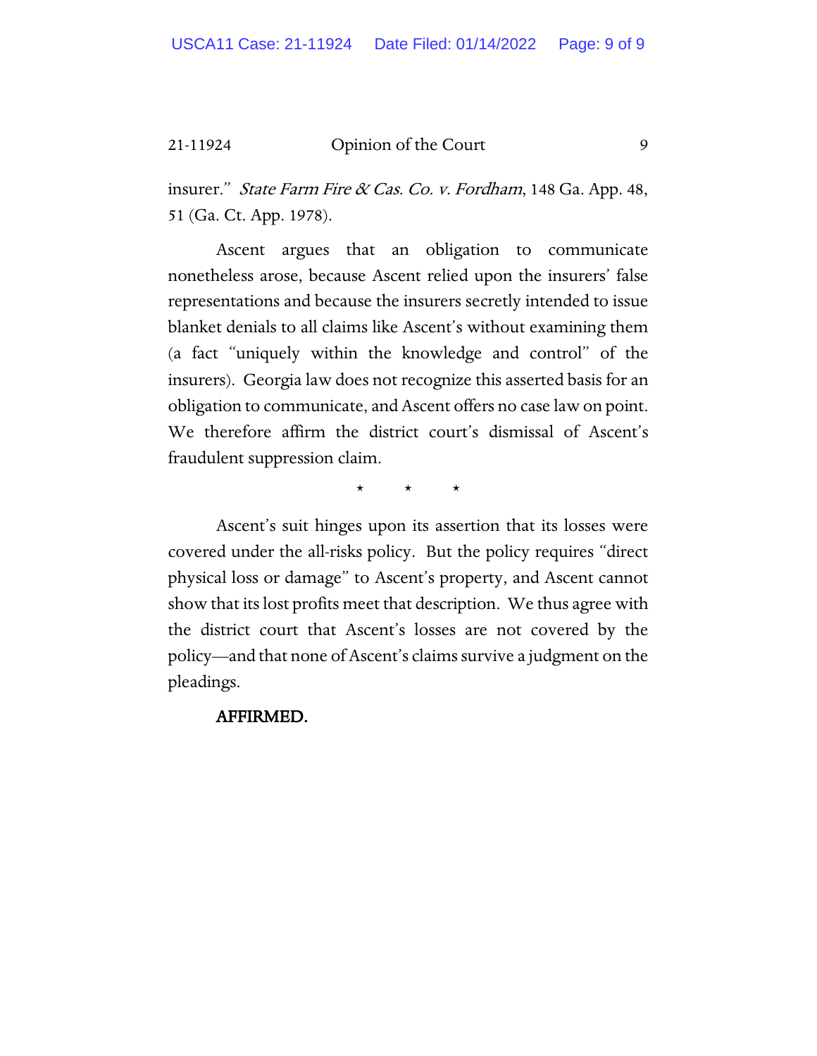insurer." *State Farm Fire & Cas. Co. v. Fordham*, 148 Ga. App. 48, 51 (Ga. Ct. App. 1978).

Ascent argues that an obligation to communicate nonetheless arose, because Ascent relied upon the insurers' false representations and because the insurers secretly intended to issue blanket denials to all claims like Ascent's without examining them (a fact "uniquely within the knowledge and control" of the insurers). Georgia law does not recognize this asserted basis for an obligation to communicate, and Ascent offers no case law on point. We therefore affirm the district court's dismissal of Ascent's fraudulent suppression claim.

\* \* \*

Ascent's suit hinges upon its assertion that its losses were covered under the all-risks policy. But the policy requires "direct physical loss or damage" to Ascent's property, and Ascent cannot show that its lost profits meet that description. We thus agree with the district court that Ascent's losses are not covered by the policy—and that none of Ascent's claims survive a judgment on the pleadings.

**AFFIRMED.**